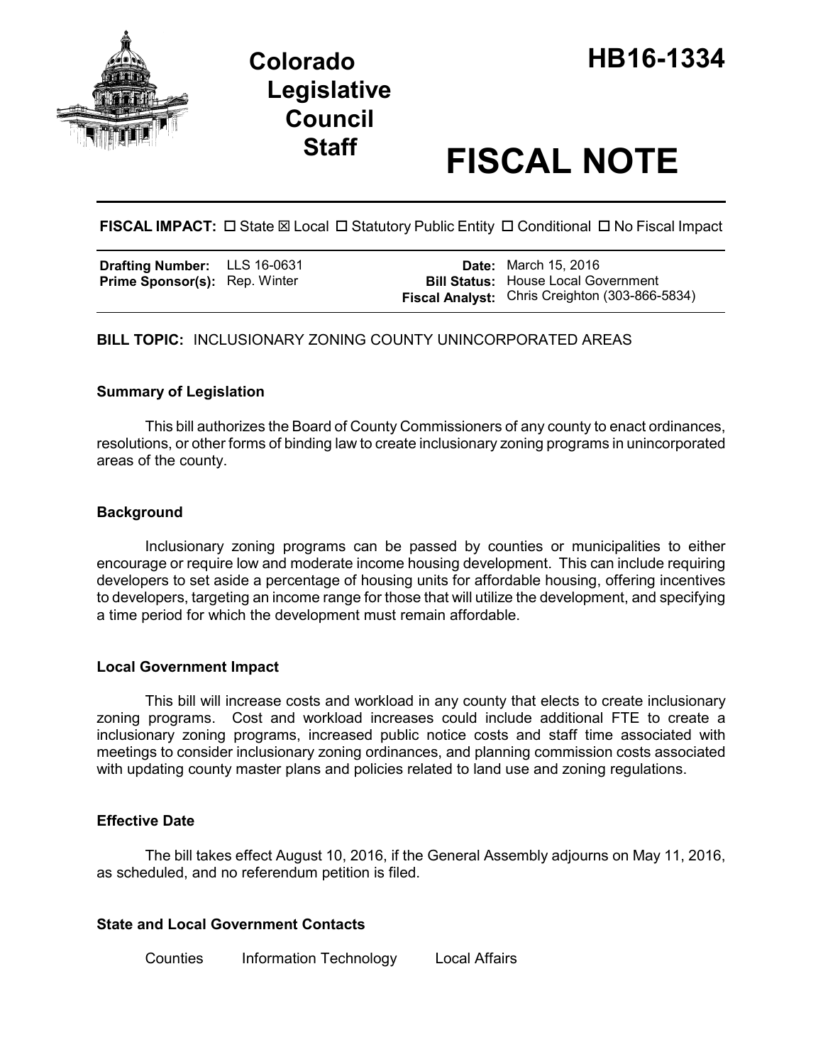# Colorado Legislative Council Staff

# HB16-1334

# FISCAL NOTE

**FISCAL IMPACT:** ☐ State ☒ Local ☐ Statutory Public Entity ☐ Conditional ☐ No Fiscal Impact

| | | | |
|---|---|---|---|
| **Drafting Number:** | LLS 16-0631 | **Date:** | March 15, 2016 |
| **Prime Sponsor(s):** | Rep. Winter | **Bill Status:** | House Local Government |
| | | **Fiscal Analyst:** | Chris Creighton (303-866-5834) |

**BILL TOPIC:** INCLUSIONARY ZONING COUNTY UNINCORPORATED AREAS

### Summary of Legislation

This bill authorizes the Board of County Commissioners of any county to enact ordinances, resolutions, or other forms of binding law to create inclusionary zoning programs in unincorporated areas of the county.

### Background

Inclusionary zoning programs can be passed by counties or municipalities to either encourage or require low and moderate income housing development. This can include requiring developers to set aside a percentage of housing units for affordable housing, offering incentives to developers, targeting an income range for those that will utilize the development, and specifying a time period for which the development must remain affordable.

### Local Government Impact

This bill will increase costs and workload in any county that elects to create inclusionary zoning programs. Cost and workload increases could include additional FTE to create a inclusionary zoning programs, increased public notice costs and staff time associated with meetings to consider inclusionary zoning ordinances, and planning commission costs associated with updating county master plans and policies related to land use and zoning regulations.

### Effective Date

The bill takes effect August 10, 2016, if the General Assembly adjourns on May 11, 2016, as scheduled, and no referendum petition is filed.

### State and Local Government Contacts

Counties    Information Technology    Local Affairs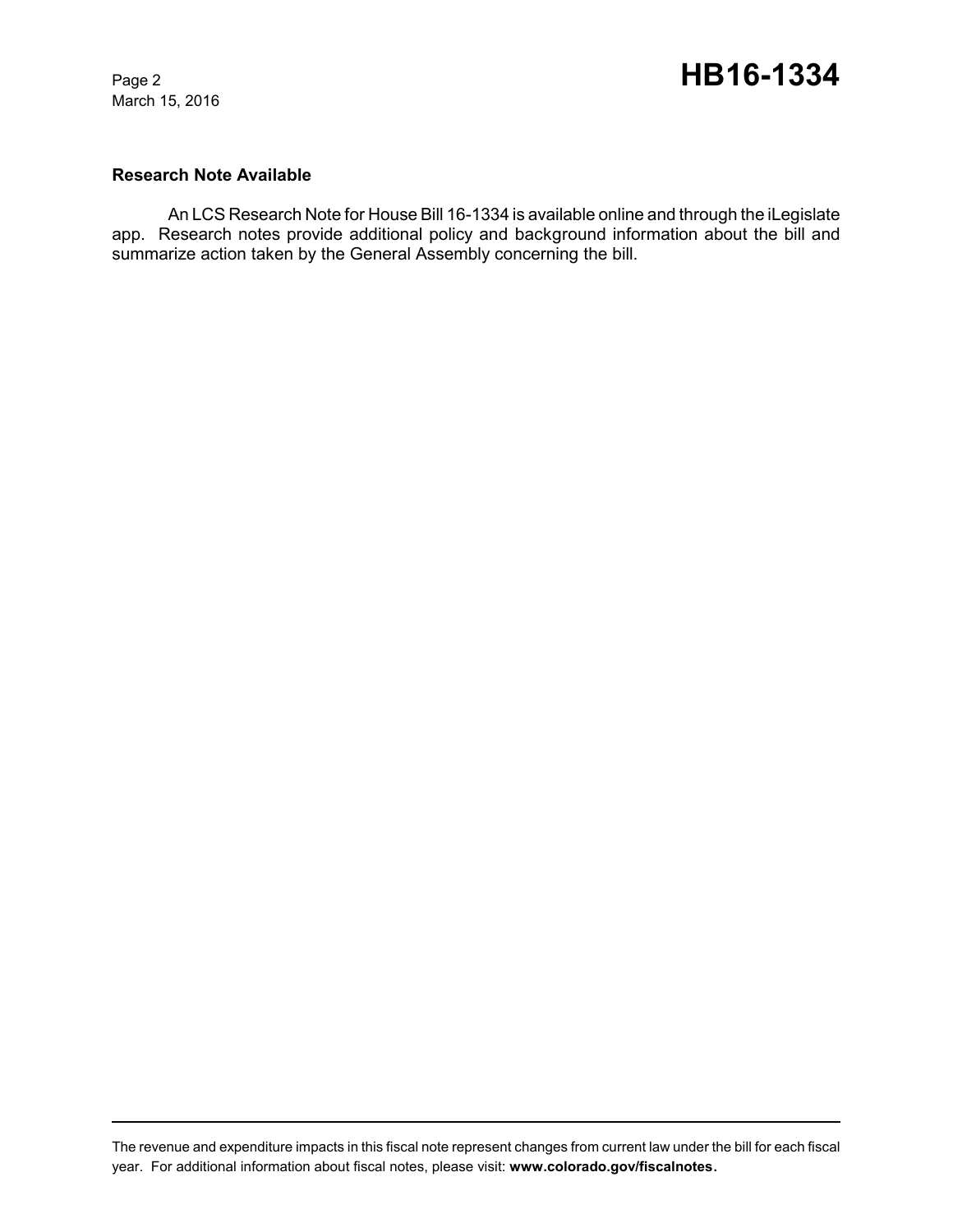**Research Note Available**

An LCS Research Note for House Bill 16-1334 is available online and through the iLegislate app. Research notes provide additional policy and background information about the bill and summarize action taken by the General Assembly concerning the bill.